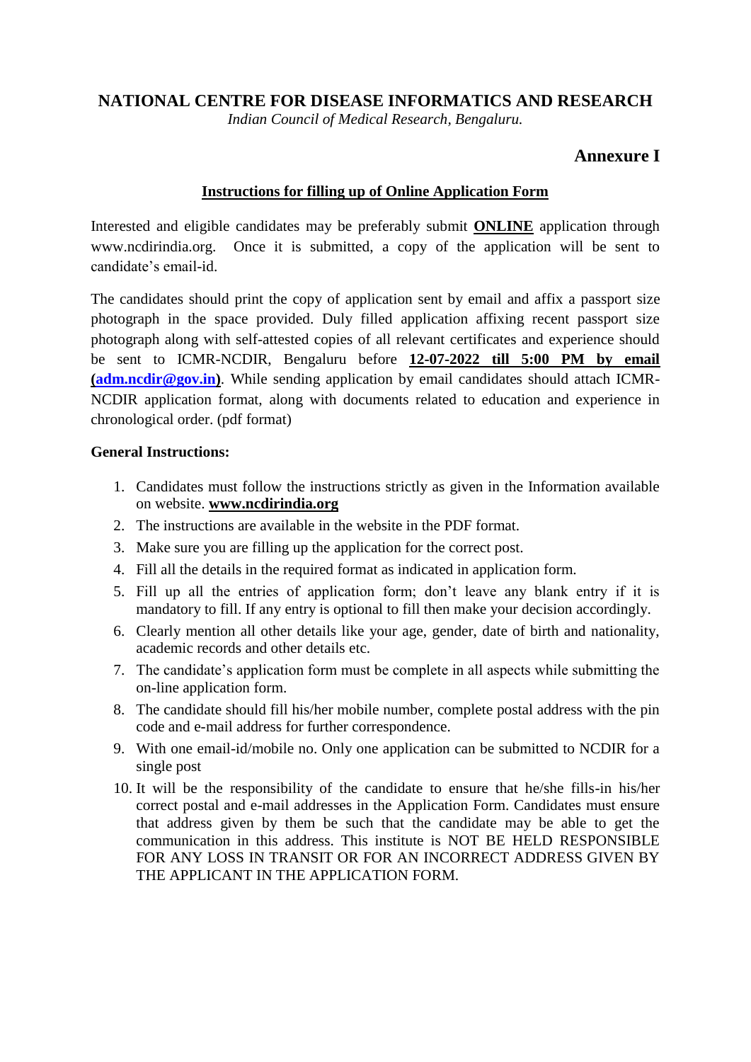# NATIONAL CENTRE FOR DISEASE INFORMATICS AND RESEARCH

*Indian Council of Medical Research, Bengaluru.*

## Annexure I

### Instructions for filling up of Online Application Form

Interested and eligible candidates may be preferably submit **ONLINE** application through www.ncdirindia.org. Once it is submitted, a copy of the application will be sent to candidate's email-id.

The candidates should print the copy of application sent by email and affix a passport size photograph in the space provided. Duly filled application affixing recent passport size photograph along with self-attested copies of all relevant certificates and experience should be sent to ICMR-NCDIR, Bengaluru before **12-07-2022 till 5:00 PM by email (adm.ncdir@gov.in)**. While sending application by email candidates should attach ICMR-NCDIR application format, along with documents related to education and experience in chronological order. (pdf format)

**General Instructions:**

1. Candidates must follow the instructions strictly as given in the Information available on website. **www.ncdirindia.org**
2. The instructions are available in the website in the PDF format.
3. Make sure you are filling up the application for the correct post.
4. Fill all the details in the required format as indicated in application form.
5. Fill up all the entries of application form; don't leave any blank entry if it is mandatory to fill. If any entry is optional to fill then make your decision accordingly.
6. Clearly mention all other details like your age, gender, date of birth and nationality, academic records and other details etc.
7. The candidate's application form must be complete in all aspects while submitting the on-line application form.
8. The candidate should fill his/her mobile number, complete postal address with the pin code and e-mail address for further correspondence.
9. With one email-id/mobile no. Only one application can be submitted to NCDIR for a single post
10. It will be the responsibility of the candidate to ensure that he/she fills-in his/her correct postal and e-mail addresses in the Application Form. Candidates must ensure that address given by them be such that the candidate may be able to get the communication in this address. This institute is NOT BE HELD RESPONSIBLE FOR ANY LOSS IN TRANSIT OR FOR AN INCORRECT ADDRESS GIVEN BY THE APPLICANT IN THE APPLICATION FORM.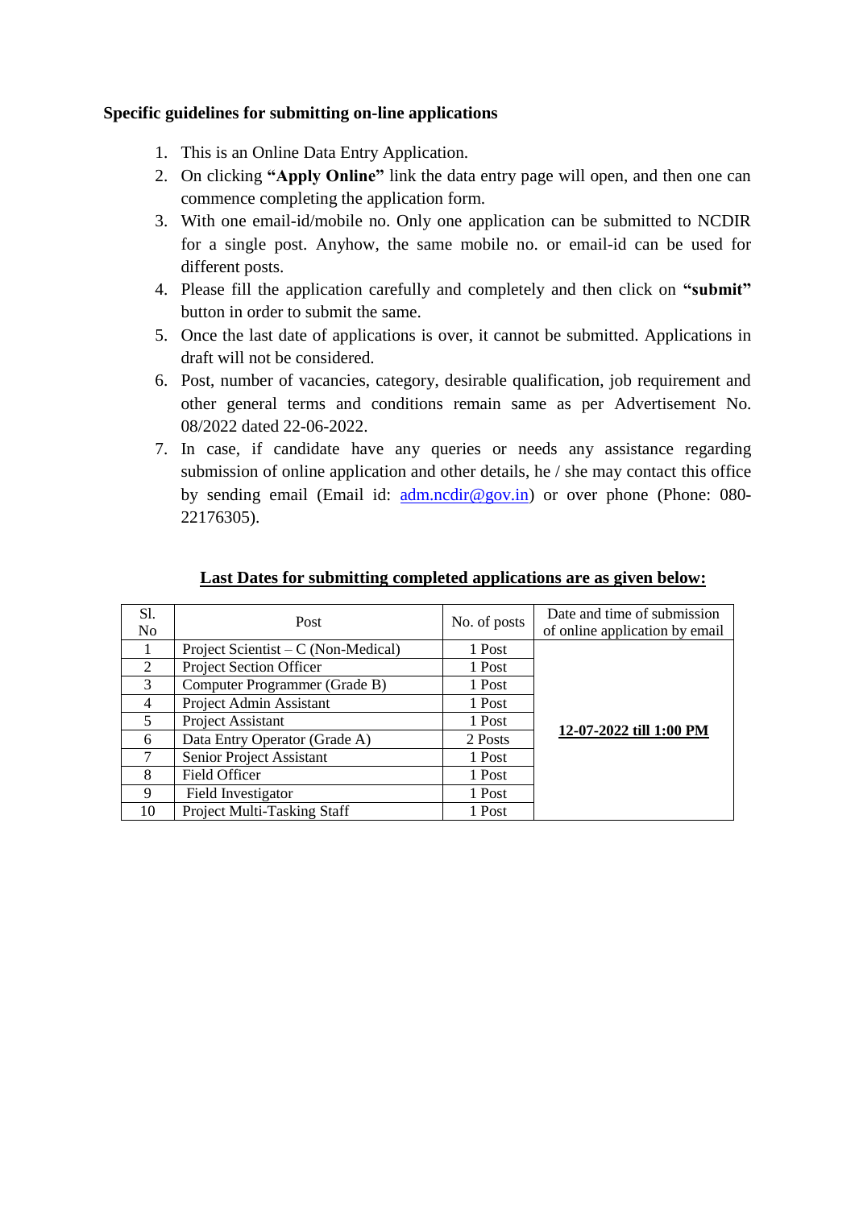**Specific guidelines for submitting on-line applications**

1. This is an Online Data Entry Application.
2. On clicking **"Apply Online"** link the data entry page will open, and then one can commence completing the application form.
3. With one email-id/mobile no. Only one application can be submitted to NCDIR for a single post. Anyhow, the same mobile no. or email-id can be used for different posts.
4. Please fill the application carefully and completely and then click on **"submit"** button in order to submit the same.
5. Once the last date of applications is over, it cannot be submitted. Applications in draft will not be considered.
6. Post, number of vacancies, category, desirable qualification, job requirement and other general terms and conditions remain same as per Advertisement No. 08/2022 dated 22-06-2022.
7. In case, if candidate have any queries or needs any assistance regarding submission of online application and other details, he / she may contact this office by sending email (Email id: adm.ncdir@gov.in) or over phone (Phone: 080-22176305).

**Last Dates for submitting completed applications are as given below:**

| Sl. No | Post | No. of posts | Date and time of submission of online application by email |
|---|---|---|---|
| 1 | Project Scientist – C (Non-Medical) | 1 Post | **12-07-2022 till 1:00 PM** |
| 2 | Project Section Officer | 1 Post | |
| 3 | Computer Programmer (Grade B) | 1 Post | |
| 4 | Project Admin Assistant | 1 Post | |
| 5 | Project Assistant | 1 Post | |
| 6 | Data Entry Operator (Grade A) | 2 Posts | |
| 7 | Senior Project Assistant | 1 Post | |
| 8 | Field Officer | 1 Post | |
| 9 | Field Investigator | 1 Post | |
| 10 | Project Multi-Tasking Staff | 1 Post | |